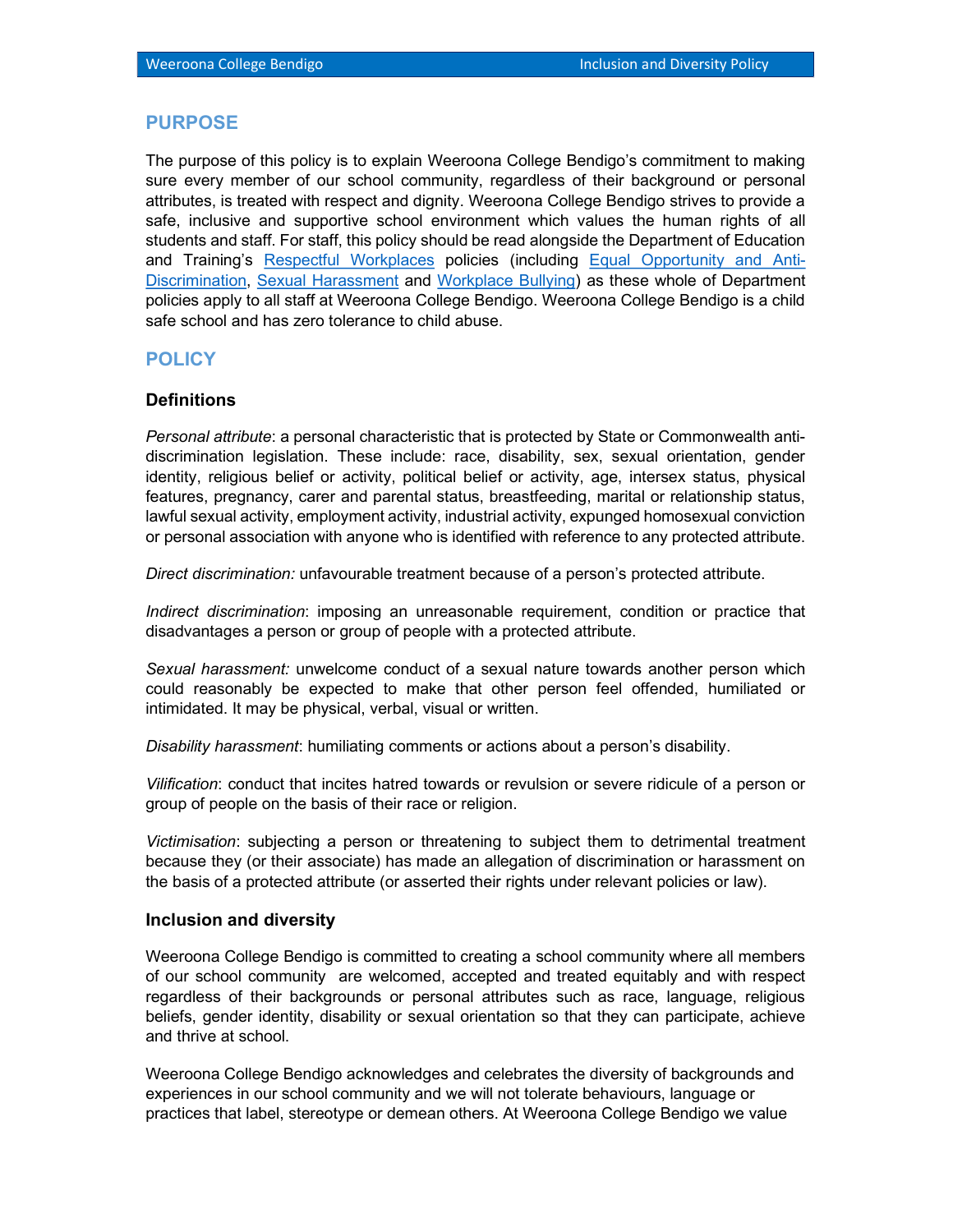## PURPOSE

The purpose of this policy is to explain Weeroona College Bendigo's commitment to making sure every member of our school community, regardless of their background or personal attributes, is treated with respect and dignity. Weeroona College Bendigo strives to provide a safe, inclusive and supportive school environment which values the human rights of all students and staff. For staff, this policy should be read alongside the Department of Education and Training's Respectful Workplaces policies (including Equal Opportunity and Anti-Discrimination, Sexual Harassment and Workplace Bullying) as these whole of Department policies apply to all staff at Weeroona College Bendigo. Weeroona College Bendigo is a child safe school and has zero tolerance to child abuse.

## POLICY

### Definitions

*Personal attribute*: a personal characteristic that is protected by State or Commonwealth anti-discrimination legislation. These include: race, disability, sex, sexual orientation, gender identity, religious belief or activity, political belief or activity, age, intersex status, physical features, pregnancy, carer and parental status, breastfeeding, marital or relationship status, lawful sexual activity, employment activity, industrial activity, expunged homosexual conviction or personal association with anyone who is identified with reference to any protected attribute.

*Direct discrimination:* unfavourable treatment because of a person's protected attribute.

*Indirect discrimination*: imposing an unreasonable requirement, condition or practice that disadvantages a person or group of people with a protected attribute.

*Sexual harassment:* unwelcome conduct of a sexual nature towards another person which could reasonably be expected to make that other person feel offended, humiliated or intimidated. It may be physical, verbal, visual or written.

*Disability harassment*: humiliating comments or actions about a person's disability.

*Vilification*: conduct that incites hatred towards or revulsion or severe ridicule of a person or group of people on the basis of their race or religion.

*Victimisation*: subjecting a person or threatening to subject them to detrimental treatment because they (or their associate) has made an allegation of discrimination or harassment on the basis of a protected attribute (or asserted their rights under relevant policies or law).

### Inclusion and diversity

Weeroona College Bendigo is committed to creating a school community where all members of our school community are welcomed, accepted and treated equitably and with respect regardless of their backgrounds or personal attributes such as race, language, religious beliefs, gender identity, disability or sexual orientation so that they can participate, achieve and thrive at school.

Weeroona College Bendigo acknowledges and celebrates the diversity of backgrounds and experiences in our school community and we will not tolerate behaviours, language or practices that label, stereotype or demean others. At Weeroona College Bendigo we value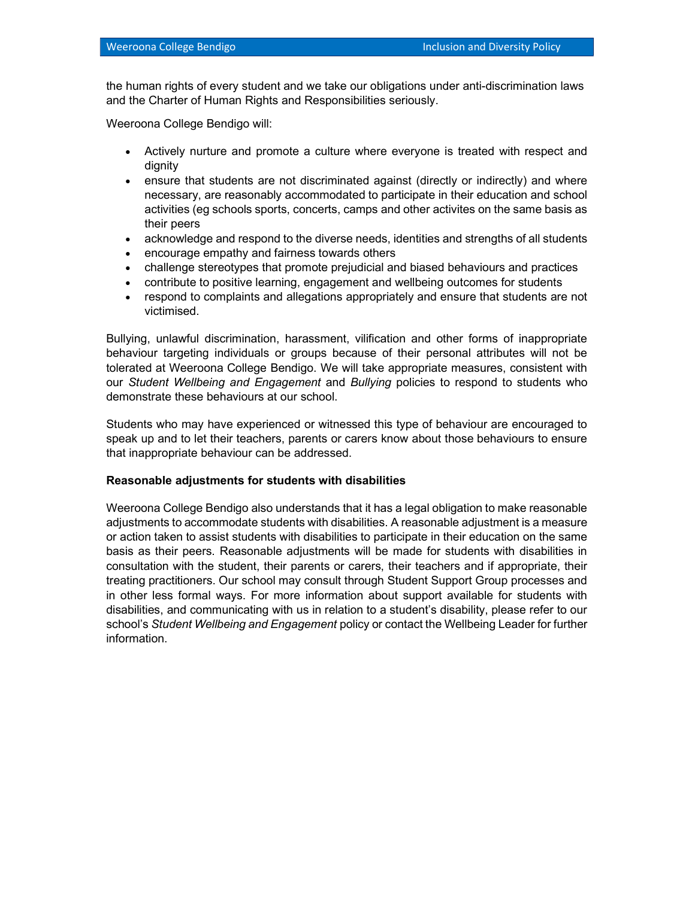the human rights of every student and we take our obligations under anti-discrimination laws and the Charter of Human Rights and Responsibilities seriously.

Weeroona College Bendigo will:

- Actively nurture and promote a culture where everyone is treated with respect and dignity
- ensure that students are not discriminated against (directly or indirectly) and where necessary, are reasonably accommodated to participate in their education and school activities (eg schools sports, concerts, camps and other activites on the same basis as their peers
- acknowledge and respond to the diverse needs, identities and strengths of all students
- encourage empathy and fairness towards others
- challenge stereotypes that promote prejudicial and biased behaviours and practices
- contribute to positive learning, engagement and wellbeing outcomes for students
- respond to complaints and allegations appropriately and ensure that students are not victimised.

Bullying, unlawful discrimination, harassment, vilification and other forms of inappropriate behaviour targeting individuals or groups because of their personal attributes will not be tolerated at Weeroona College Bendigo. We will take appropriate measures, consistent with our *Student Wellbeing and Engagement* and *Bullying* policies to respond to students who demonstrate these behaviours at our school.

Students who may have experienced or witnessed this type of behaviour are encouraged to speak up and to let their teachers, parents or carers know about those behaviours to ensure that inappropriate behaviour can be addressed.

**Reasonable adjustments for students with disabilities**

Weeroona College Bendigo also understands that it has a legal obligation to make reasonable adjustments to accommodate students with disabilities. A reasonable adjustment is a measure or action taken to assist students with disabilities to participate in their education on the same basis as their peers. Reasonable adjustments will be made for students with disabilities in consultation with the student, their parents or carers, their teachers and if appropriate, their treating practitioners. Our school may consult through Student Support Group processes and in other less formal ways. For more information about support available for students with disabilities, and communicating with us in relation to a student's disability, please refer to our school's *Student Wellbeing and Engagement* policy or contact the Wellbeing Leader for further information.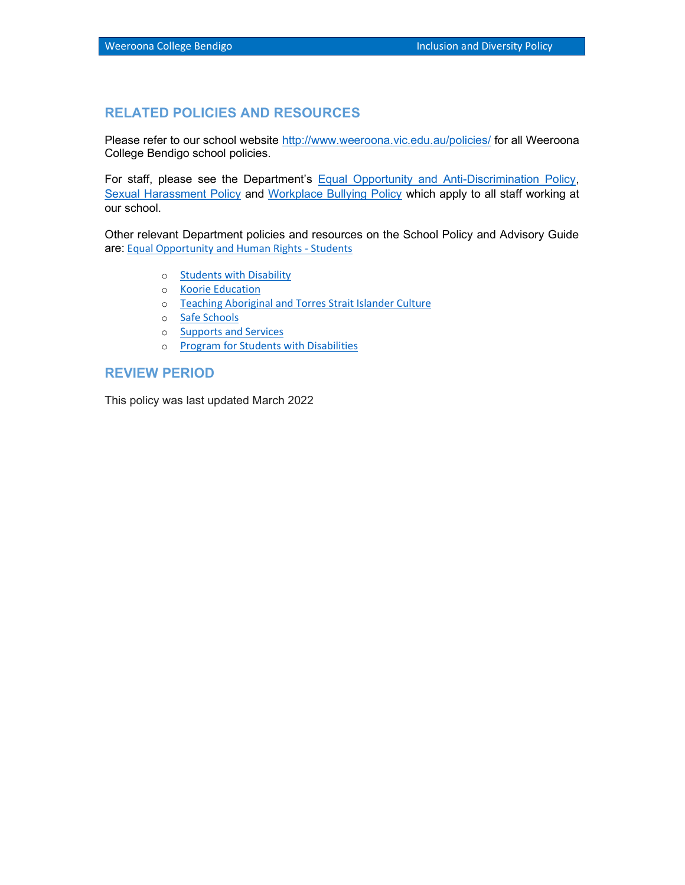## RELATED POLICIES AND RESOURCES

Please refer to our school website http://www.weeroona.vic.edu.au/policies/ for all Weeroona College Bendigo school policies.

For staff, please see the Department's Equal Opportunity and Anti-Discrimination Policy, Sexual Harassment Policy and Workplace Bullying Policy which apply to all staff working at our school.

Other relevant Department policies and resources on the School Policy and Advisory Guide are: Equal Opportunity and Human Rights - Students

- Students with Disability
- Koorie Education
- Teaching Aboriginal and Torres Strait Islander Culture
- Safe Schools
- Supports and Services
- Program for Students with Disabilities

## REVIEW PERIOD

This policy was last updated March 2022